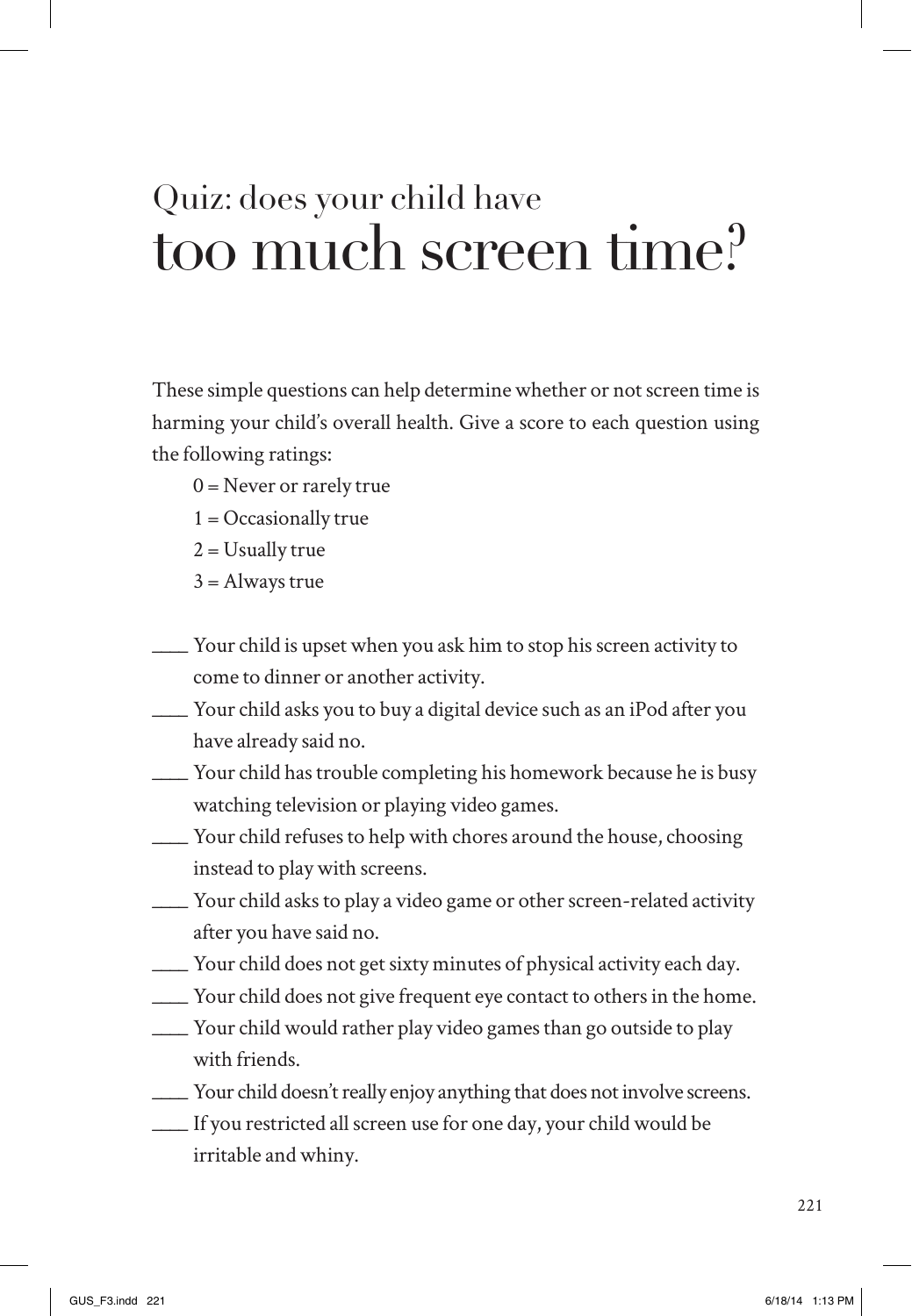# Quiz: does your child have too much screen time?

These simple questions can help determine whether or not screen time is harming your child's overall health. Give a score to each question using the following ratings:

0 = Never or rarely true

1 = Occasionally true

2 = Usually true

3 = Always true

____ Your child is upset when you ask him to stop his screen activity to come to dinner or another activity.

____ Your child asks you to buy a digital device such as an iPod after you have already said no.

____ Your child has trouble completing his homework because he is busy watching television or playing video games.

____ Your child refuses to help with chores around the house, choosing instead to play with screens.

____ Your child asks to play a video game or other screen-related activity after you have said no.

____ Your child does not get sixty minutes of physical activity each day.

____ Your child does not give frequent eye contact to others in the home.

____ Your child would rather play video games than go outside to play with friends.

____ Your child doesn't really enjoy anything that does not involve screens.

____ If you restricted all screen use for one day, your child would be irritable and whiny.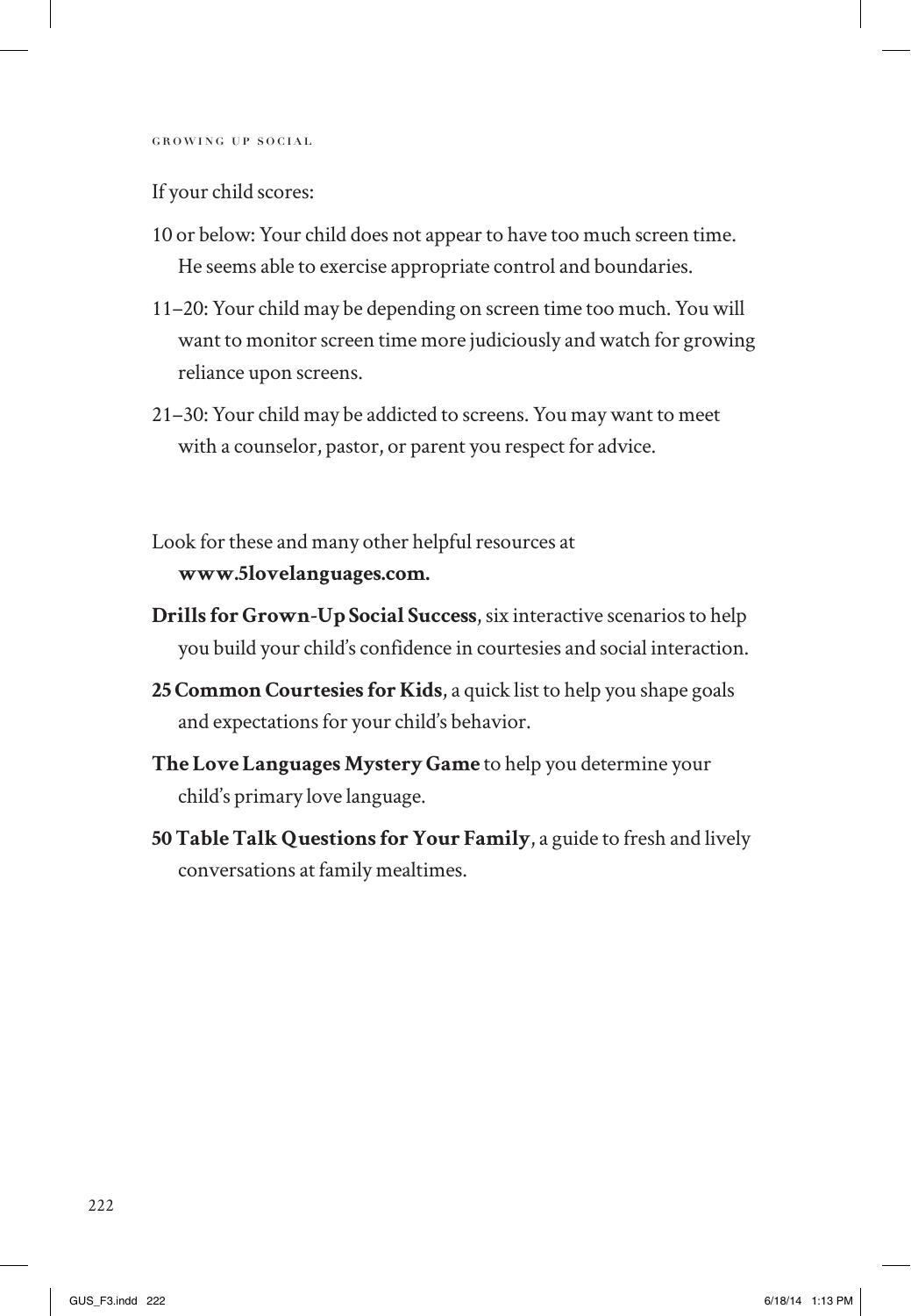If your child scores:

10 or below: Your child does not appear to have too much screen time. He seems able to exercise appropriate control and boundaries.

11–20: Your child may be depending on screen time too much. You will want to monitor screen time more judiciously and watch for growing reliance upon screens.

21–30: Your child may be addicted to screens. You may want to meet with a counselor, pastor, or parent you respect for advice.

Look for these and many other helpful resources at **www.5lovelanguages.com.**

**Drills for Grown-Up Social Success**, six interactive scenarios to help you build your child's confidence in courtesies and social interaction.

**25 Common Courtesies for Kids**, a quick list to help you shape goals and expectations for your child's behavior.

**The Love Languages Mystery Game** to help you determine your child's primary love language.

**50 Table Talk Questions for Your Family**, a guide to fresh and lively conversations at family mealtimes.